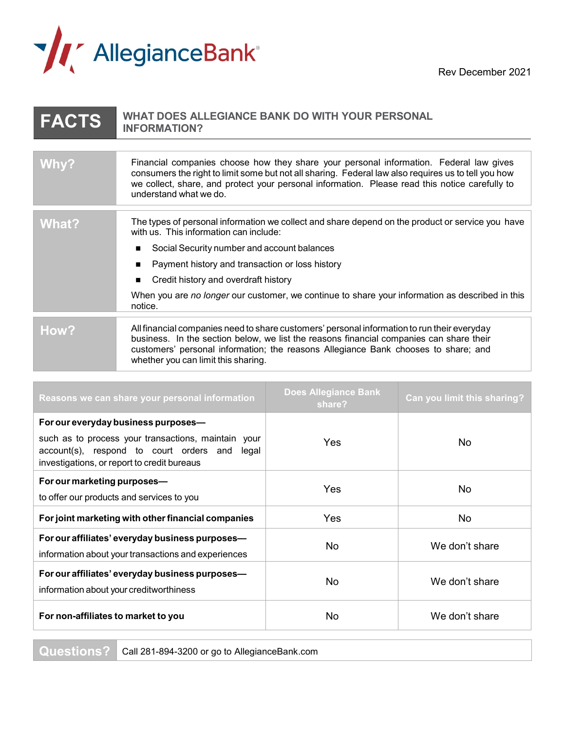AllegianceBank®

Rev December 2021

# FACTS — WHAT DOES ALLEGIANCE BANK DO WITH YOUR PERSONAL INFORMATION?

| | |
|---|---|
| **Why?** | Financial companies choose how they share your personal information. Federal law gives consumers the right to limit some but not all sharing. Federal law also requires us to tell you how we collect, share, and protect your personal information. Please read this notice carefully to understand what we do. |
| **What?** | The types of personal information we collect and share depend on the product or service you have with us. This information can include:<br>■ Social Security number and account balances<br>■ Payment history and transaction or loss history<br>■ Credit history and overdraft history<br>When you are *no longer* our customer, we continue to share your information as described in this notice. |
| **How?** | All financial companies need to share customers' personal information to run their everyday business. In the section below, we list the reasons financial companies can share their customers' personal information; the reasons Allegiance Bank chooses to share; and whether you can limit this sharing. |

| Reasons we can share your personal information | Does Allegiance Bank share? | Can you limit this sharing? |
|---|---|---|
| **For our everyday business purposes—**<br>such as to process your transactions, maintain your account(s), respond to court orders and legal investigations, or report to credit bureaus | Yes | No |
| **For our marketing purposes—**<br>to offer our products and services to you | Yes | No |
| **For joint marketing with other financial companies** | Yes | No |
| **For our affiliates' everyday business purposes—**<br>information about your transactions and experiences | No | We don't share |
| **For our affiliates' everyday business purposes—**<br>information about your creditworthiness | No | We don't share |
| **For non-affiliates to market to you** | No | We don't share |

| | |
|---|---|
| **Questions?** | Call 281-894-3200 or go to AllegianceBank.com |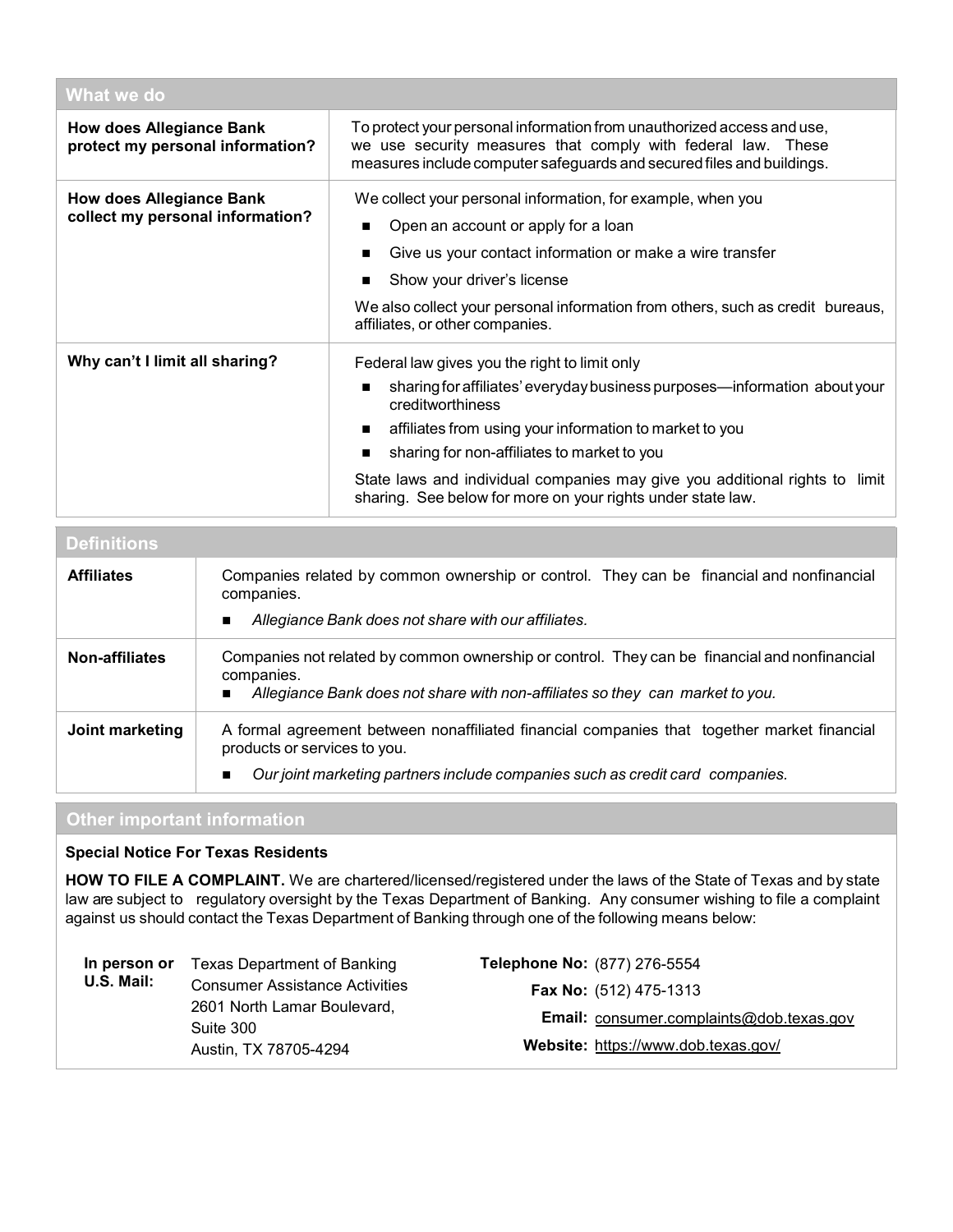| What we do | |
|---|---|
| **How does Allegiance Bank protect my personal information?** | To protect your personal information from unauthorized access and use, we use security measures that comply with federal law. These measures include computer safeguards and secured files and buildings. |
| **How does Allegiance Bank collect my personal information?** | We collect your personal information, for example, when you<br>■ Open an account or apply for a loan<br>■ Give us your contact information or make a wire transfer<br>■ Show your driver's license<br>We also collect your personal information from others, such as credit bureaus, affiliates, or other companies. |
| **Why can't I limit all sharing?** | Federal law gives you the right to limit only<br>■ sharing for affiliates' everyday business purposes—information about your creditworthiness<br>■ affiliates from using your information to market to you<br>■ sharing for non-affiliates to market to you<br>State laws and individual companies may give you additional rights to limit sharing. See below for more on your rights under state law. |

| Definitions | |
|---|---|
| **Affiliates** | Companies related by common ownership or control. They can be financial and nonfinancial companies.<br>■ *Allegiance Bank does not share with our affiliates.* |
| **Non-affiliates** | Companies not related by common ownership or control. They can be financial and nonfinancial companies.<br>■ *Allegiance Bank does not share with non-affiliates so they can market to you.* |
| **Joint marketing** | A formal agreement between nonaffiliated financial companies that together market financial products or services to you.<br>■ *Our joint marketing partners include companies such as credit card companies.* |

## Other important information

**Special Notice For Texas Residents**

**HOW TO FILE A COMPLAINT.** We are chartered/licensed/registered under the laws of the State of Texas and by state law are subject to regulatory oversight by the Texas Department of Banking. Any consumer wishing to file a complaint against us should contact the Texas Department of Banking through one of the following means below:

**In person or U.S. Mail:** Texas Department of Banking
Consumer Assistance Activities
2601 North Lamar Boulevard,
Suite 300
Austin, TX 78705-4294

**Telephone No:** (877) 276-5554
**Fax No:** (512) 475-1313
**Email:** consumer.complaints@dob.texas.gov
**Website:** https://www.dob.texas.gov/